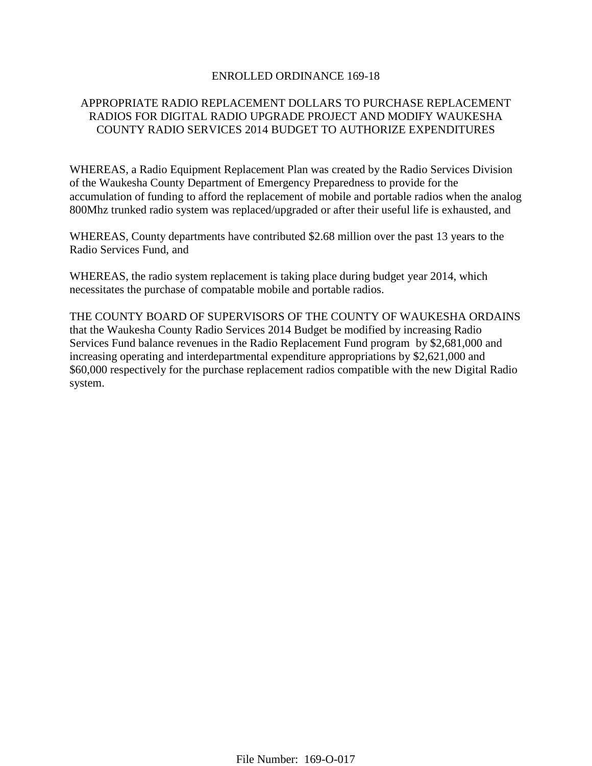# ENROLLED ORDINANCE 169-18

## APPROPRIATE RADIO REPLACEMENT DOLLARS TO PURCHASE REPLACEMENT RADIOS FOR DIGITAL RADIO UPGRADE PROJECT AND MODIFY WAUKESHA COUNTY RADIO SERVICES 2014 BUDGET TO AUTHORIZE EXPENDITURES

WHEREAS, a Radio Equipment Replacement Plan was created by the Radio Services Division of the Waukesha County Department of Emergency Preparedness to provide for the accumulation of funding to afford the replacement of mobile and portable radios when the analog 800Mhz trunked radio system was replaced/upgraded or after their useful life is exhausted, and

WHEREAS, County departments have contributed $2.68 million over the past 13 years to the Radio Services Fund, and

WHEREAS, the radio system replacement is taking place during budget year 2014, which necessitates the purchase of compatable mobile and portable radios.

THE COUNTY BOARD OF SUPERVISORS OF THE COUNTY OF WAUKESHA ORDAINS that the Waukesha County Radio Services 2014 Budget be modified by increasing Radio Services Fund balance revenues in the Radio Replacement Fund program by $2,681,000 and increasing operating and interdepartmental expenditure appropriations by $2,621,000 and $60,000 respectively for the purchase replacement radios compatible with the new Digital Radio system.

File Number: 169-O-017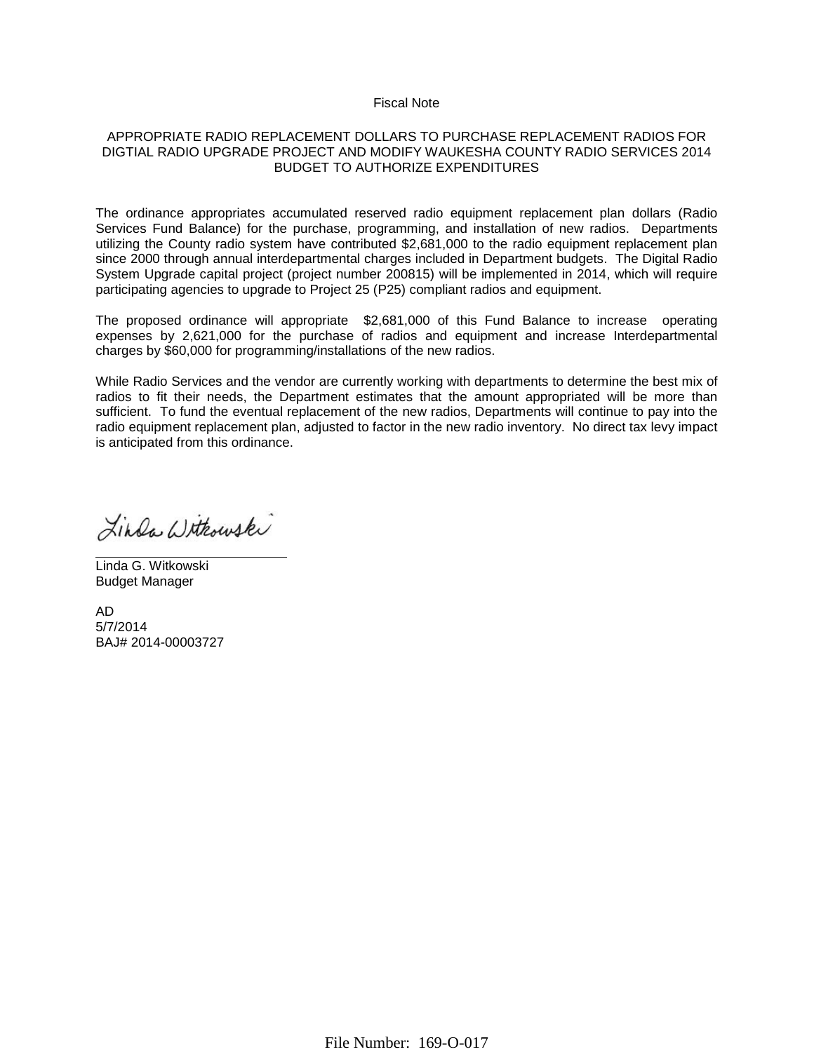Fiscal Note

APPROPRIATE RADIO REPLACEMENT DOLLARS TO PURCHASE REPLACEMENT RADIOS FOR DIGTIAL RADIO UPGRADE PROJECT AND MODIFY WAUKESHA COUNTY RADIO SERVICES 2014 BUDGET TO AUTHORIZE EXPENDITURES

The ordinance appropriates accumulated reserved radio equipment replacement plan dollars (Radio Services Fund Balance) for the purchase, programming, and installation of new radios. Departments utilizing the County radio system have contributed $2,681,000 to the radio equipment replacement plan since 2000 through annual interdepartmental charges included in Department budgets. The Digital Radio System Upgrade capital project (project number 200815) will be implemented in 2014, which will require participating agencies to upgrade to Project 25 (P25) compliant radios and equipment.

The proposed ordinance will appropriate $2,681,000 of this Fund Balance to increase operating expenses by 2,621,000 for the purchase of radios and equipment and increase Interdepartmental charges by $60,000 for programming/installations of the new radios.

While Radio Services and the vendor are currently working with departments to determine the best mix of radios to fit their needs, the Department estimates that the amount appropriated will be more than sufficient. To fund the eventual replacement of the new radios, Departments will continue to pay into the radio equipment replacement plan, adjusted to factor in the new radio inventory. No direct tax levy impact is anticipated from this ordinance.

Linda G. Witkowski
Budget Manager

AD
5/7/2014
BAJ# 2014-00003727

File Number: 169-O-017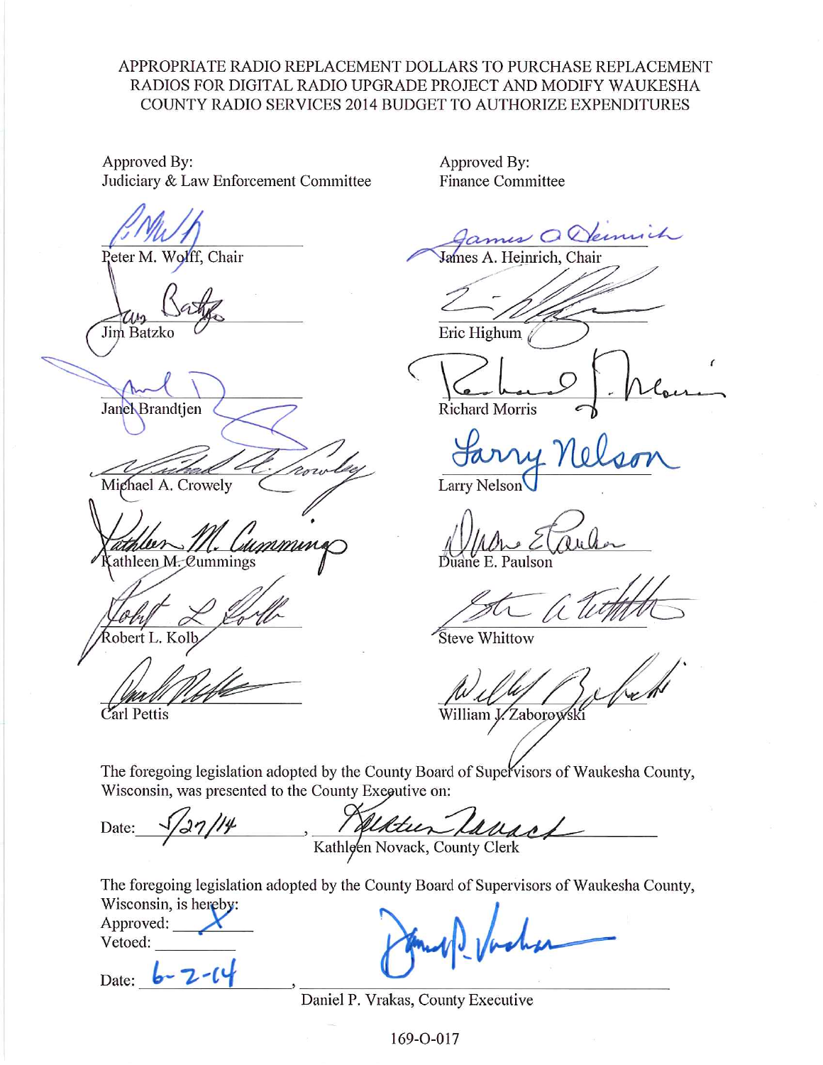APPROPRIATE RADIO REPLACEMENT DOLLARS TO PURCHASE REPLACEMENT RADIOS FOR DIGITAL RADIO UPGRADE PROJECT AND MODIFY WAUKESHA COUNTY RADIO SERVICES 2014 BUDGET TO AUTHORIZE EXPENDITURES

Approved By:
Judiciary & Law Enforcement Committee

Peter M. Wolff, Chair

Jim Batzko

Janel Brandtjen

Michael A. Crowely

Kathleen M. Cummings

Robert L. Kolb

Carl Pettis

Approved By:
Finance Committee

James A. Heinrich, Chair

Eric Highum

Richard Morris

Larry Nelson

Duane E. Paulson

Steve Whittow

William J. Zaborowski

The foregoing legislation adopted by the County Board of Supervisors of Waukesha County, Wisconsin, was presented to the County Executive on:

Date: 5/27/14, Kathleen Novack, County Clerk

The foregoing legislation adopted by the County Board of Supervisors of Waukesha County, Wisconsin, is hereby:

Approved: X

Vetoed: \_\_\_\_\_\_\_\_

Date: 6-2-14, Daniel P. Vrakas, County Executive

169-O-017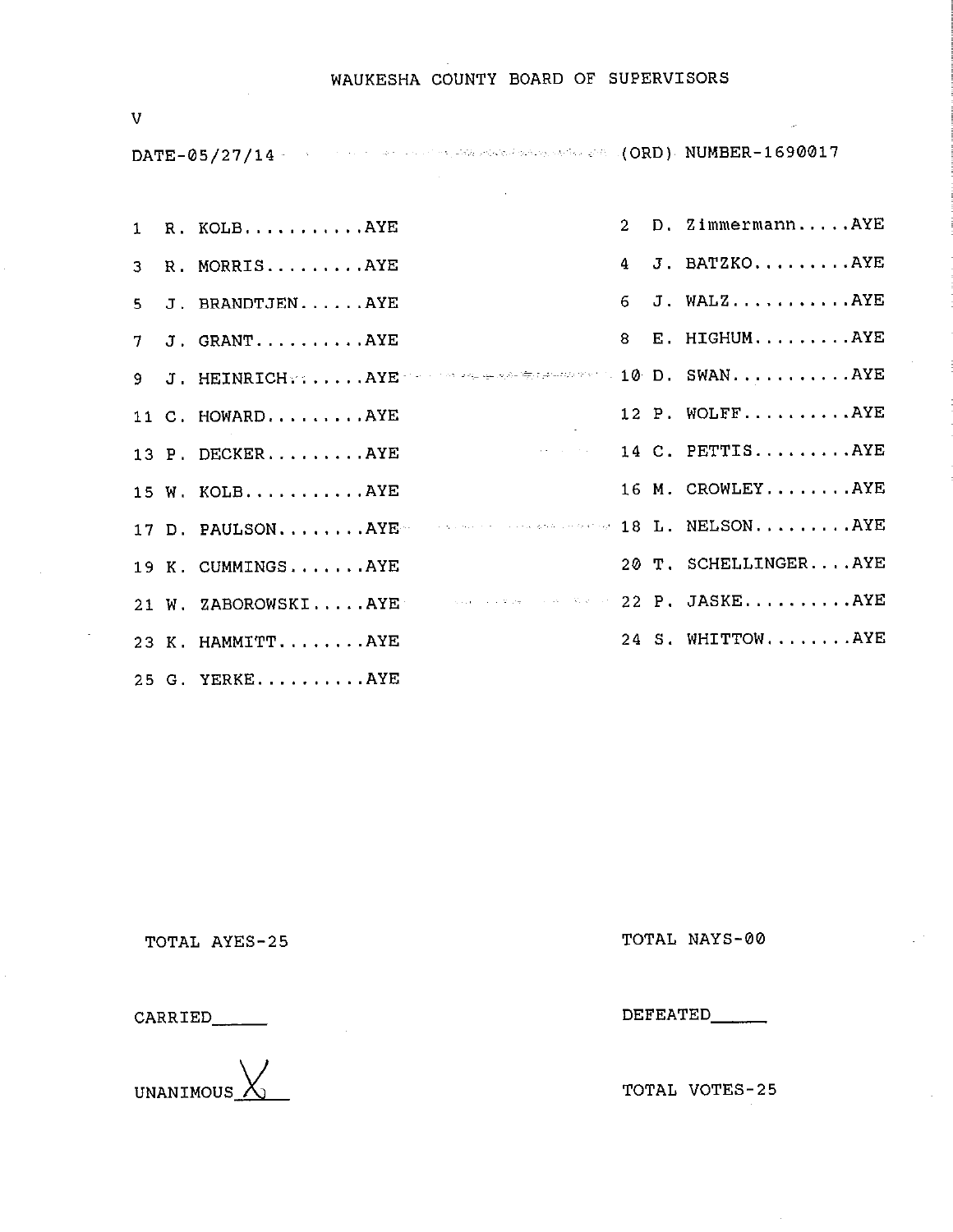# WAUKESHA COUNTY BOARD OF SUPERVISORS

V

DATE-05/27/14 (ORD) NUMBER-1690017

| | |
|---|---|
| 1 R. KOLB...........AYE | 2 D. Zimmermann.....AYE |
| 3 R. MORRIS.........AYE | 4 J. BATZKO.........AYE |
| 5 J. BRANDTJEN......AYE | 6 J. WALZ...........AYE |
| 7 J. GRANT..........AYE | 8 E. HIGHUM.........AYE |
| 9 J. HEINRICH.......AYE | 10 D. SWAN...........AYE |
| 11 C. HOWARD.........AYE | 12 P. WOLFF..........AYE |
| 13 P. DECKER.........AYE | 14 C. PETTIS.........AYE |
| 15 W. KOLB...........AYE | 16 M. CROWLEY........AYE |
| 17 D. PAULSON........AYE | 18 L. NELSON.........AYE |
| 19 K. CUMMINGS.......AYE | 20 T. SCHELLINGER....AYE |
| 21 W. ZABOROWSKI.....AYE | 22 P. JASKE..........AYE |
| 23 K. HAMMITT........AYE | 24 S. WHITTOW........AYE |
| 25 G. YERKE..........AYE | |

TOTAL AYES-25

TOTAL NAYS-00

CARRIED_____

DEFEATED_____

UNANIMOUS X

TOTAL VOTES-25